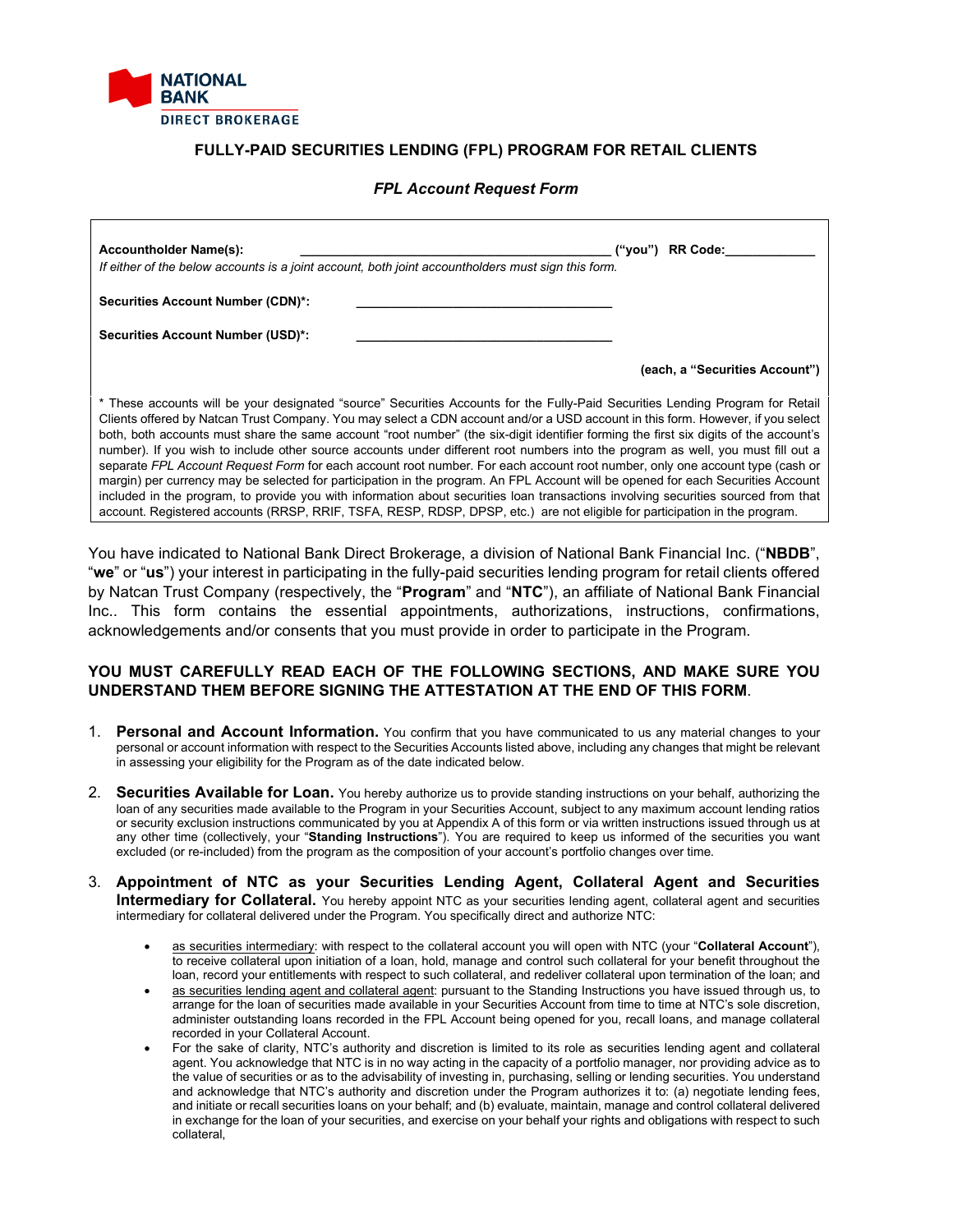NATIONAL BANK
DIRECT BROKERAGE

# FULLY-PAID SECURITIES LENDING (FPL) PROGRAM FOR RETAIL CLIENTS

## *FPL Account Request Form*

**Accountholder Name(s):** _____________________________________________ **("you")** **RR Code:**_____________

*If either of the below accounts is a joint account, both joint accountholders must sign this form.*

**Securities Account Number (CDN)*:** ____________________________________

**Securities Account Number (USD)*:** ____________________________________

**(each, a "Securities Account")**

* These accounts will be your designated "source" Securities Accounts for the Fully-Paid Securities Lending Program for Retail Clients offered by Natcan Trust Company. You may select a CDN account and/or a USD account in this form. However, if you select both, both accounts must share the same account "root number" (the six-digit identifier forming the first six digits of the account's number). If you wish to include other source accounts under different root numbers into the program as well, you must fill out a separate *FPL Account Request Form* for each account root number. For each account root number, only one account type (cash or margin) per currency may be selected for participation in the program. An FPL Account will be opened for each Securities Account included in the program, to provide you with information about securities loan transactions involving securities sourced from that account. Registered accounts (RRSP, RRIF, TSFA, RESP, RDSP, DPSP, etc.) are not eligible for participation in the program.

You have indicated to National Bank Direct Brokerage, a division of National Bank Financial Inc. ("**NBDB**", "**we**" or "**us**") your interest in participating in the fully-paid securities lending program for retail clients offered by Natcan Trust Company (respectively, the "**Program**" and "**NTC**"), an affiliate of National Bank Financial Inc.. This form contains the essential appointments, authorizations, instructions, confirmations, acknowledgements and/or consents that you must provide in order to participate in the Program.

**YOU MUST CAREFULLY READ EACH OF THE FOLLOWING SECTIONS, AND MAKE SURE YOU UNDERSTAND THEM BEFORE SIGNING THE ATTESTATION AT THE END OF THIS FORM**.

1. **Personal and Account Information.** You confirm that you have communicated to us any material changes to your personal or account information with respect to the Securities Accounts listed above, including any changes that might be relevant in assessing your eligibility for the Program as of the date indicated below.

2. **Securities Available for Loan.** You hereby authorize us to provide standing instructions on your behalf, authorizing the loan of any securities made available to the Program in your Securities Account, subject to any maximum account lending ratios or security exclusion instructions communicated by you at Appendix A of this form or via written instructions issued through us at any other time (collectively, your "**Standing Instructions**"). You are required to keep us informed of the securities you want excluded (or re-included) from the program as the composition of your account's portfolio changes over time.

3. **Appointment of NTC as your Securities Lending Agent, Collateral Agent and Securities Intermediary for Collateral.** You hereby appoint NTC as your securities lending agent, collateral agent and securities intermediary for collateral delivered under the Program. You specifically direct and authorize NTC:

   - as securities intermediary: with respect to the collateral account you will open with NTC (your "**Collateral Account**"), to receive collateral upon initiation of a loan, hold, manage and control such collateral for your benefit throughout the loan, record your entitlements with respect to such collateral, and redeliver collateral upon termination of the loan; and
   - as securities lending agent and collateral agent: pursuant to the Standing Instructions you have issued through us, to arrange for the loan of securities made available in your Securities Account from time to time at NTC's sole discretion, administer outstanding loans recorded in the FPL Account being opened for you, recall loans, and manage collateral recorded in your Collateral Account.
   - For the sake of clarity, NTC's authority and discretion is limited to its role as securities lending agent and collateral agent. You acknowledge that NTC is in no way acting in the capacity of a portfolio manager, nor providing advice as to the value of securities or as to the advisability of investing in, purchasing, selling or lending securities. You understand and acknowledge that NTC's authority and discretion under the Program authorizes it to: (a) negotiate lending fees, and initiate or recall securities loans on your behalf; and (b) evaluate, maintain, manage and control collateral delivered in exchange for the loan of your securities, and exercise on your behalf your rights and obligations with respect to such collateral,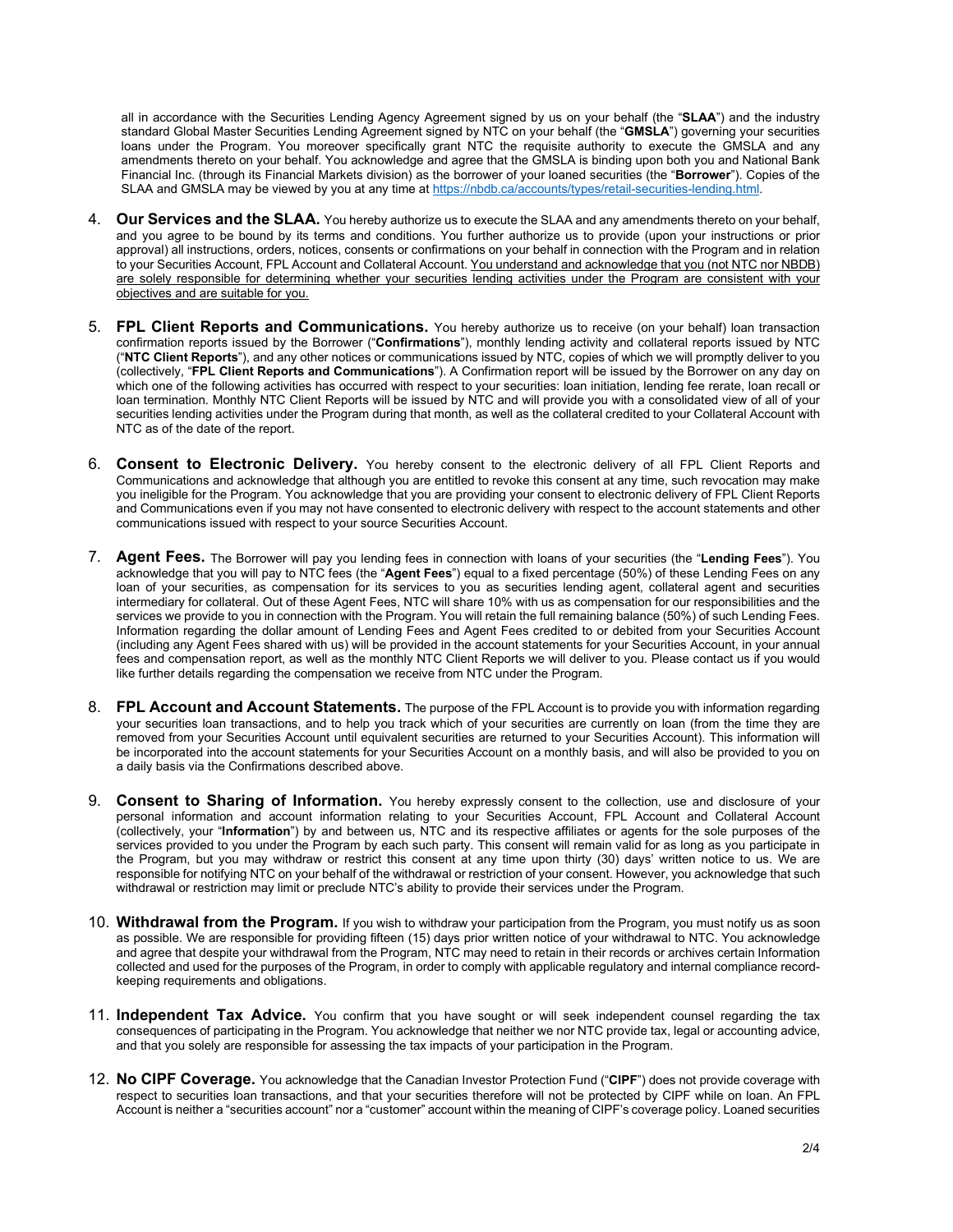all in accordance with the Securities Lending Agency Agreement signed by us on your behalf (the "**SLAA**") and the industry standard Global Master Securities Lending Agreement signed by NTC on your behalf (the "**GMSLA**") governing your securities loans under the Program. You moreover specifically grant NTC the requisite authority to execute the GMSLA and any amendments thereto on your behalf. You acknowledge and agree that the GMSLA is binding upon both you and National Bank Financial Inc. (through its Financial Markets division) as the borrower of your loaned securities (the "**Borrower**"). Copies of the SLAA and GMSLA may be viewed by you at any time at https://nbdb.ca/accounts/types/retail-securities-lending.html.

4. **Our Services and the SLAA.** You hereby authorize us to execute the SLAA and any amendments thereto on your behalf, and you agree to be bound by its terms and conditions. You further authorize us to provide (upon your instructions or prior approval) all instructions, orders, notices, consents or confirmations on your behalf in connection with the Program and in relation to your Securities Account, FPL Account and Collateral Account. <u>You understand and acknowledge that you (not NTC nor NBDB) are solely responsible for determining whether your securities lending activities under the Program are consistent with your objectives and are suitable for you.</u>

5. **FPL Client Reports and Communications.** You hereby authorize us to receive (on your behalf) loan transaction confirmation reports issued by the Borrower ("**Confirmations**"), monthly lending activity and collateral reports issued by NTC ("**NTC Client Reports**"), and any other notices or communications issued by NTC, copies of which we will promptly deliver to you (collectively, "**FPL Client Reports and Communications**"). A Confirmation report will be issued by the Borrower on any day on which one of the following activities has occurred with respect to your securities: loan initiation, lending fee rerate, loan recall or loan termination. Monthly NTC Client Reports will be issued by NTC and will provide you with a consolidated view of all of your securities lending activities under the Program during that month, as well as the collateral credited to your Collateral Account with NTC as of the date of the report.

6. **Consent to Electronic Delivery.** You hereby consent to the electronic delivery of all FPL Client Reports and Communications and acknowledge that although you are entitled to revoke this consent at any time, such revocation may make you ineligible for the Program. You acknowledge that you are providing your consent to electronic delivery of FPL Client Reports and Communications even if you may not have consented to electronic delivery with respect to the account statements and other communications issued with respect to your source Securities Account.

7. **Agent Fees.** The Borrower will pay you lending fees in connection with loans of your securities (the "**Lending Fees**"). You acknowledge that you will pay to NTC fees (the "**Agent Fees**") equal to a fixed percentage (50%) of these Lending Fees on any loan of your securities, as compensation for its services to you as securities lending agent, collateral agent and securities intermediary for collateral. Out of these Agent Fees, NTC will share 10% with us as compensation for our responsibilities and the services we provide to you in connection with the Program. You will retain the full remaining balance (50%) of such Lending Fees. Information regarding the dollar amount of Lending Fees and Agent Fees credited to or debited from your Securities Account (including any Agent Fees shared with us) will be provided in the account statements for your Securities Account, in your annual fees and compensation report, as well as the monthly NTC Client Reports we will deliver to you. Please contact us if you would like further details regarding the compensation we receive from NTC under the Program.

8. **FPL Account and Account Statements.** The purpose of the FPL Account is to provide you with information regarding your securities loan transactions, and to help you track which of your securities are currently on loan (from the time they are removed from your Securities Account until equivalent securities are returned to your Securities Account). This information will be incorporated into the account statements for your Securities Account on a monthly basis, and will also be provided to you on a daily basis via the Confirmations described above.

9. **Consent to Sharing of Information.** You hereby expressly consent to the collection, use and disclosure of your personal information and account information relating to your Securities Account, FPL Account and Collateral Account (collectively, your "**Information**") by and between us, NTC and its respective affiliates or agents for the sole purposes of the services provided to you under the Program by each such party. This consent will remain valid for as long as you participate in the Program, but you may withdraw or restrict this consent at any time upon thirty (30) days' written notice to us. We are responsible for notifying NTC on your behalf of the withdrawal or restriction of your consent. However, you acknowledge that such withdrawal or restriction may limit or preclude NTC's ability to provide their services under the Program.

10. **Withdrawal from the Program.** If you wish to withdraw your participation from the Program, you must notify us as soon as possible. We are responsible for providing fifteen (15) days prior written notice of your withdrawal to NTC. You acknowledge and agree that despite your withdrawal from the Program, NTC may need to retain in their records or archives certain Information collected and used for the purposes of the Program, in order to comply with applicable regulatory and internal compliance record-keeping requirements and obligations.

11. **Independent Tax Advice.** You confirm that you have sought or will seek independent counsel regarding the tax consequences of participating in the Program. You acknowledge that neither we nor NTC provide tax, legal or accounting advice, and that you solely are responsible for assessing the tax impacts of your participation in the Program.

12. **No CIPF Coverage.** You acknowledge that the Canadian Investor Protection Fund ("**CIPF**") does not provide coverage with respect to securities loan transactions, and that your securities therefore will not be protected by CIPF while on loan. An FPL Account is neither a "securities account" nor a "customer" account within the meaning of CIPF's coverage policy. Loaned securities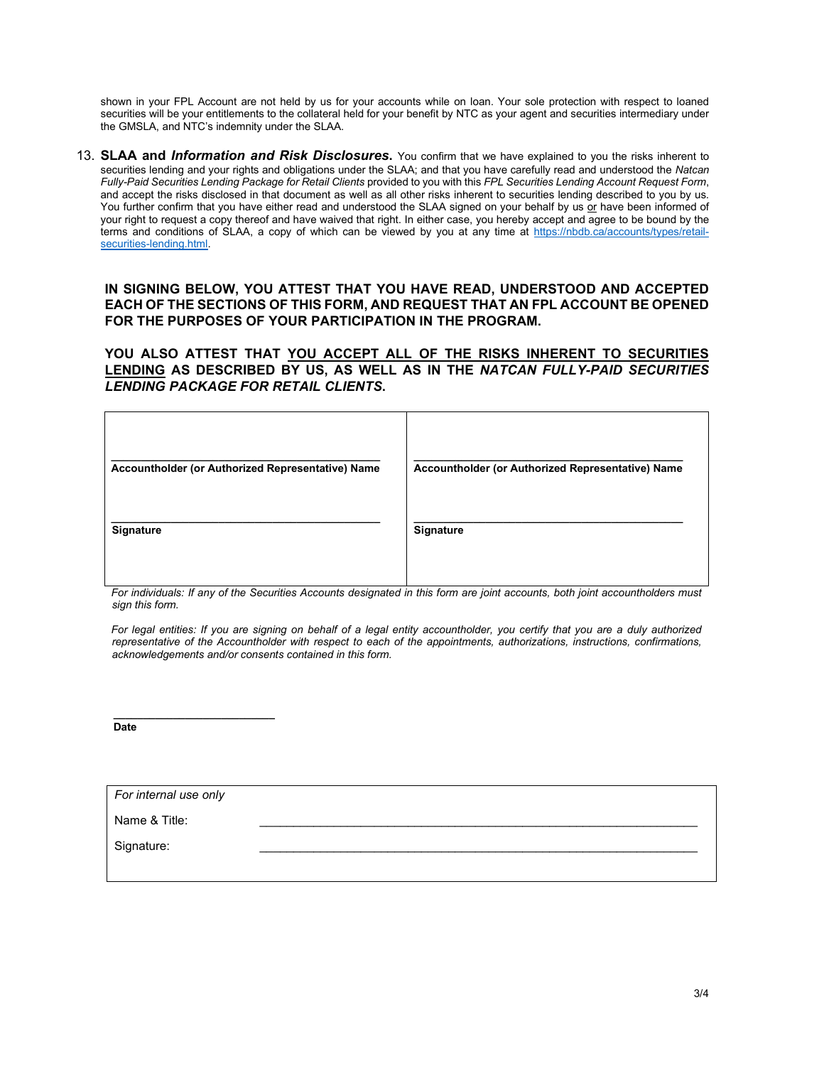shown in your FPL Account are not held by us for your accounts while on loan. Your sole protection with respect to loaned securities will be your entitlements to the collateral held for your benefit by NTC as your agent and securities intermediary under the GMSLA, and NTC's indemnity under the SLAA.

13. **SLAA and *Information and Risk Disclosures*.** You confirm that we have explained to you the risks inherent to securities lending and your rights and obligations under the SLAA; and that you have carefully read and understood the *Natcan Fully-Paid Securities Lending Package for Retail Clients* provided to you with this *FPL Securities Lending Account Request Form*, and accept the risks disclosed in that document as well as all other risks inherent to securities lending described to you by us. You further confirm that you have either read and understood the SLAA signed on your behalf by us <u>or</u> have been informed of your right to request a copy thereof and have waived that right. In either case, you hereby accept and agree to be bound by the terms and conditions of SLAA, a copy of which can be viewed by you at any time at [https://nbdb.ca/accounts/types/retail-securities-lending.html](https://nbdb.ca/accounts/types/retail-securities-lending.html).

**IN SIGNING BELOW, YOU ATTEST THAT YOU HAVE READ, UNDERSTOOD AND ACCEPTED EACH OF THE SECTIONS OF THIS FORM, AND REQUEST THAT AN FPL ACCOUNT BE OPENED FOR THE PURPOSES OF YOUR PARTICIPATION IN THE PROGRAM.**

**YOU ALSO ATTEST THAT <u>YOU ACCEPT ALL OF THE RISKS INHERENT TO SECURITIES LENDING</u> AS DESCRIBED BY US, AS WELL AS IN THE *NATCAN FULLY-PAID SECURITIES LENDING PACKAGE FOR RETAIL CLIENTS*.**

| | |
|---|---|
| ______________________________ | ______________________________ |
| **Accountholder (or Authorized Representative) Name** | **Accountholder (or Authorized Representative) Name** |
| ______________________________ | ______________________________ |
| **Signature** | **Signature** |

*For individuals: If any of the Securities Accounts designated in this form are joint accounts, both joint accountholders must sign this form.*

*For legal entities: If you are signing on behalf of a legal entity accountholder, you certify that you are a duly authorized representative of the Accountholder with respect to each of the appointments, authorizations, instructions, confirmations, acknowledgements and/or consents contained in this form.*

______________________
**Date**

| *For internal use only* | |
|---|---|
| Name & Title: | ______________________________ |
| Signature: | ______________________________ |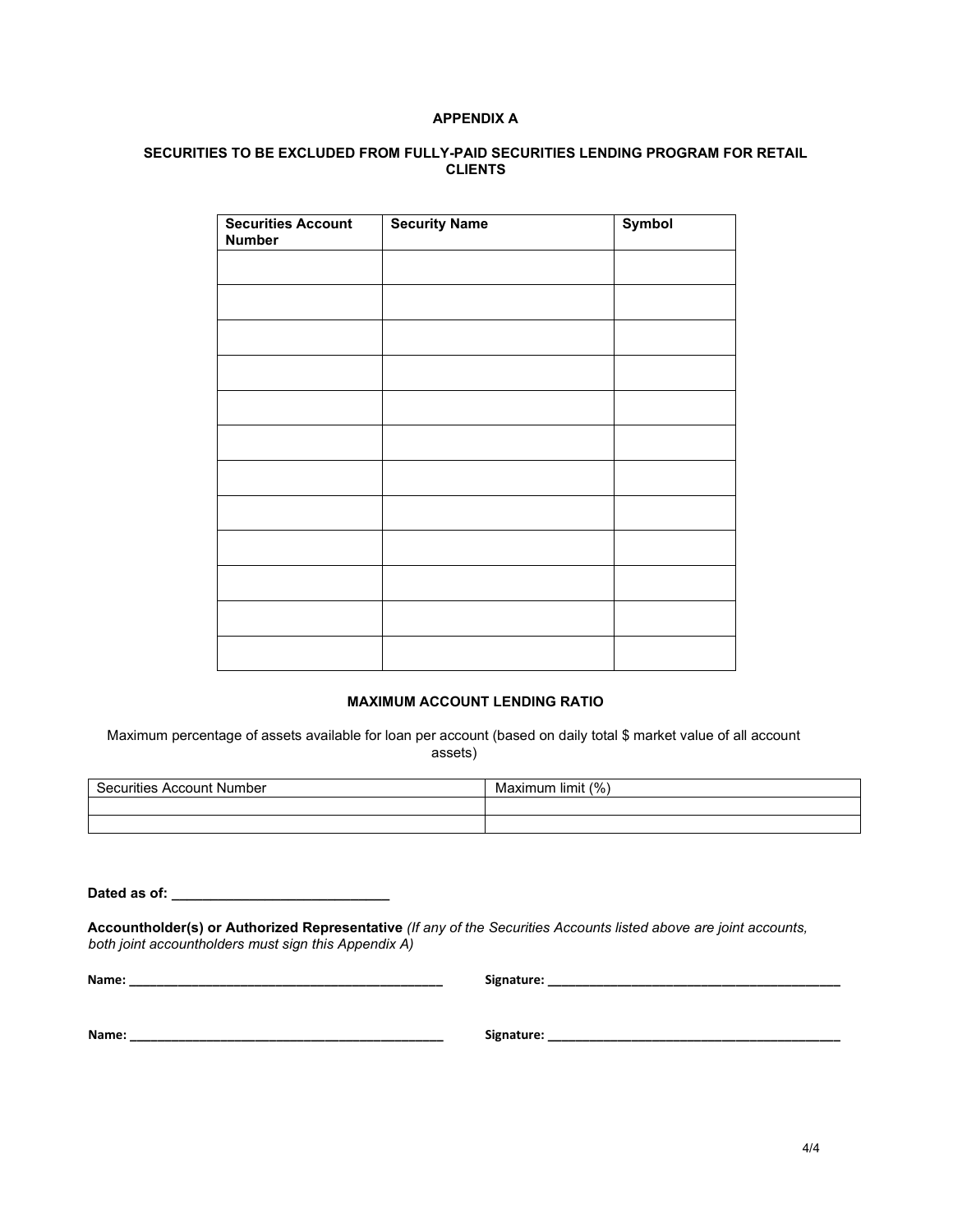## APPENDIX A

### SECURITIES TO BE EXCLUDED FROM FULLY-PAID SECURITIES LENDING PROGRAM FOR RETAIL CLIENTS

| Securities Account Number | Security Name | Symbol |
|---|---|---|
| | | |
| | | |
| | | |
| | | |
| | | |
| | | |
| | | |
| | | |
| | | |
| | | |
| | | |
| | | |

### MAXIMUM ACCOUNT LENDING RATIO

Maximum percentage of assets available for loan per account (based on daily total $ market value of all account assets)

| Securities Account Number | Maximum limit (%) |
|---|---|
| | |
| | |

**Dated as of: ____________________________**

**Accountholder(s) or Authorized Representative** *(If any of the Securities Accounts listed above are joint accounts, both joint accountholders must sign this Appendix A)*

**Name:** ____________________________________________ **Signature:** ____________________________________________

**Name:** ____________________________________________ **Signature:** ____________________________________________